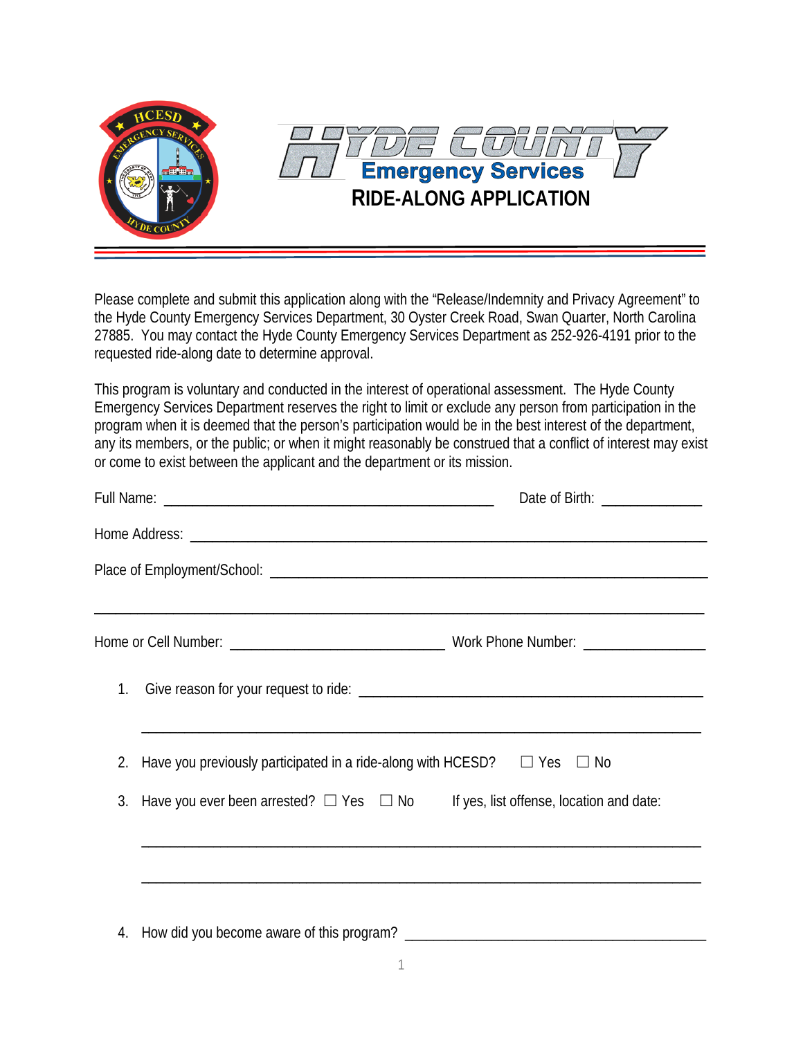# Hyde County Emergency Services

## RIDE-ALONG APPLICATION

Please complete and submit this application along with the "Release/Indemnity and Privacy Agreement" to the Hyde County Emergency Services Department, 30 Oyster Creek Road, Swan Quarter, North Carolina 27885. You may contact the Hyde County Emergency Services Department as 252-926-4191 prior to the requested ride-along date to determine approval.

This program is voluntary and conducted in the interest of operational assessment. The Hyde County Emergency Services Department reserves the right to limit or exclude any person from participation in the program when it is deemed that the person's participation would be in the best interest of the department, any its members, or the public; or when it might reasonably be construed that a conflict of interest may exist or come to exist between the applicant and the department or its mission.

Full Name: _______________________________________________ Date of Birth: ______________

Home Address: ___________________________________________________________________

Place of Employment/School: _______________________________________________________

_________________________________________________________________________________

Home or Cell Number: ______________________________ Work Phone Number: ________________

1. Give reason for your request to ride: _______________________________________________

   _____________________________________________________________________________

2. Have you previously participated in a ride-along with HCESD? ☐ Yes ☐ No

3. Have you ever been arrested? ☐ Yes ☐ No If yes, list offense, location and date:

   _____________________________________________________________________________

   _____________________________________________________________________________

4. How did you become aware of this program? ___________________________________________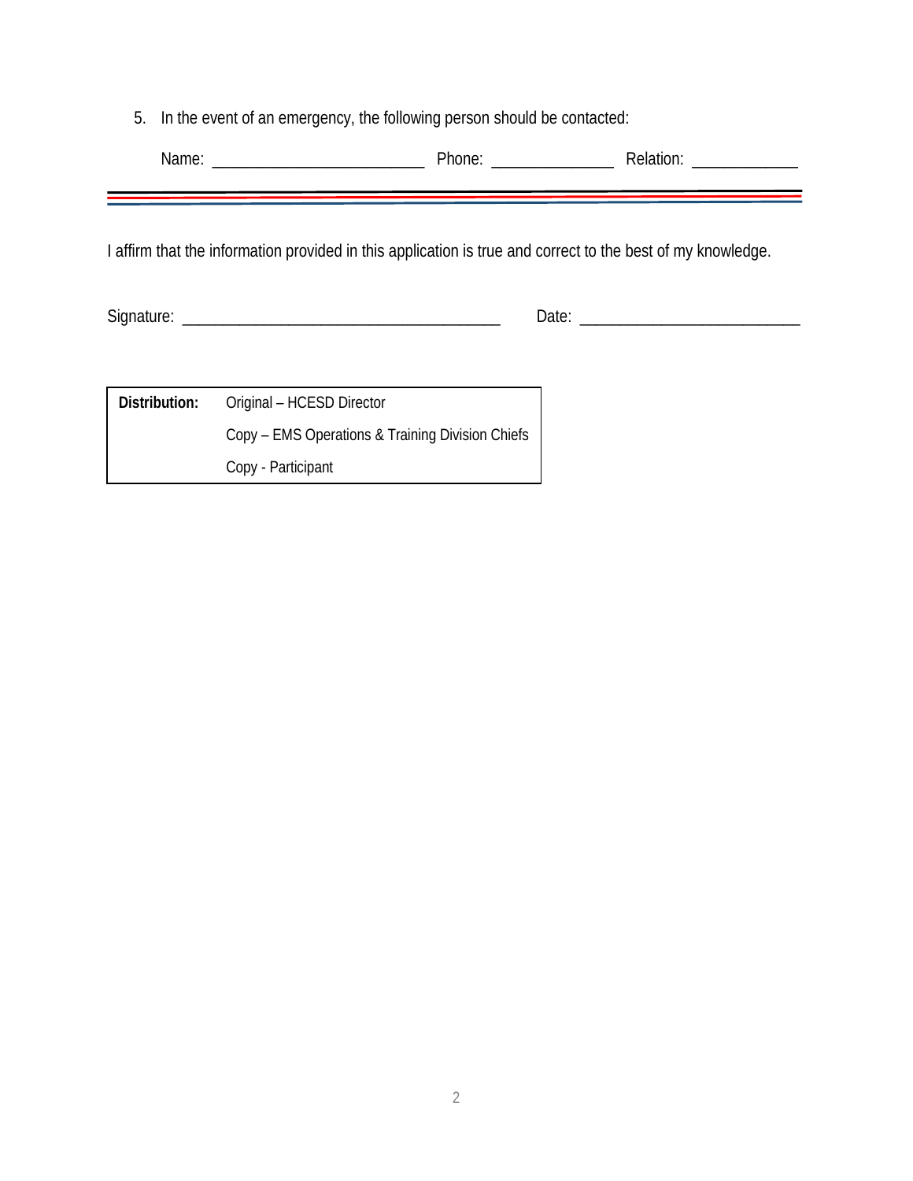5. In the event of an emergency, the following person should be contacted:

   Name: ___________________________ Phone: ________________ Relation: ______________

---

I affirm that the information provided in this application is true and correct to the best of my knowledge.

Signature: _________________________________________ Date: ____________________________

| | |
|---|---|
| **Distribution:** | Original – HCESD Director |
| | Copy – EMS Operations & Training Division Chiefs |
| | Copy - Participant |